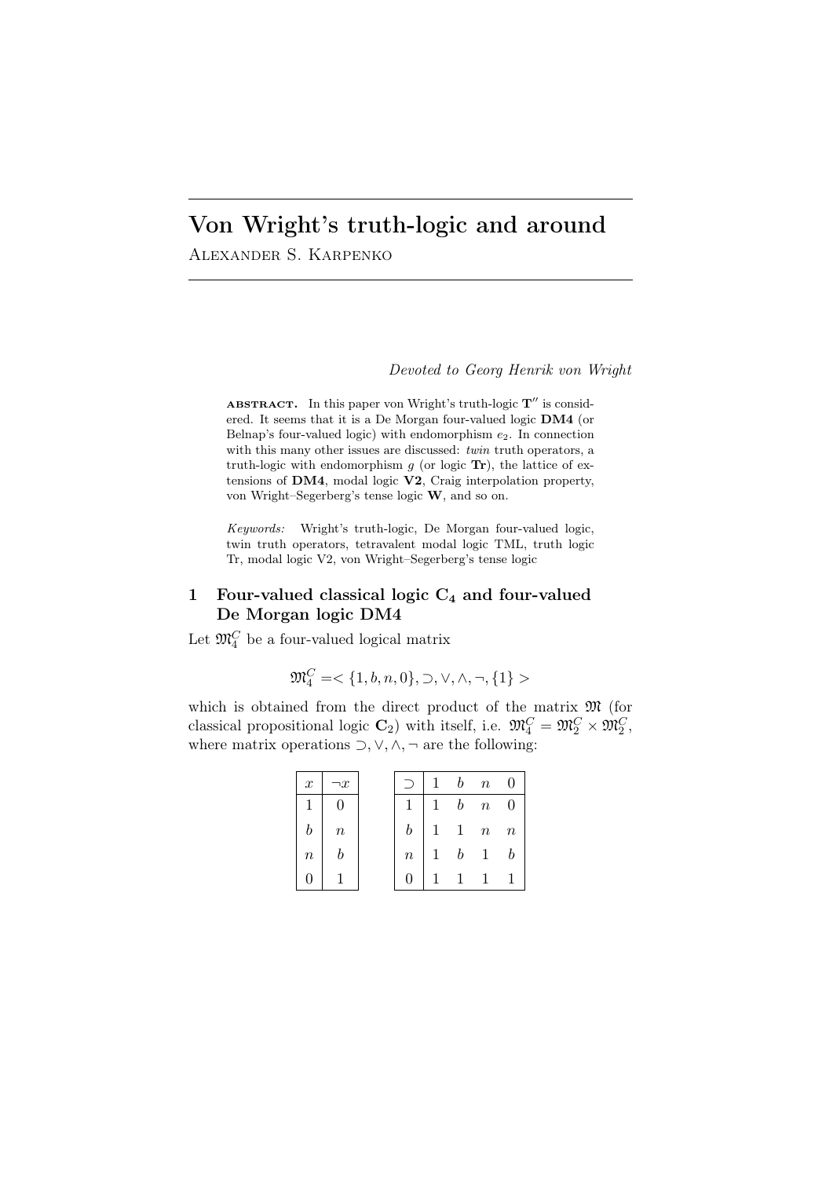# Von Wright's truth-logic and around

Alexander S. Karpenko

*Devoted to Georg Henrik von Wright*

**abstract.** In this paper von Wright's truth-logic $\mathbf{T}''$ is considered. It seems that it is a De Morgan four-valued logic **DM4** (or Belnap's four-valued logic) with endomorphism $e_2$. In connection with this many other issues are discussed: *twin* truth operators, a truth-logic with endomorphism $g$ (or logic **Tr**), the lattice of extensions of **DM4**, modal logic **V2**, Craig interpolation property, von Wright–Segerberg's tense logic **W**, and so on.

*Keywords:* Wright's truth-logic, De Morgan four-valued logic, twin truth operators, tetravalent modal logic TML, truth logic Tr, modal logic V2, von Wright–Segerberg's tense logic

## 1 Four-valued classical logic $\mathbf{C_4}$ and four-valued De Morgan logic DM4

Let $\mathfrak{M}_4^C$ be a four-valued logical matrix

$$\mathfrak{M}_4^C = < \{1, b, n, 0\}, \supset, \vee, \wedge, \neg, \{1\} >$$

which is obtained from the direct product of the matrix $\mathfrak{M}$ (for classical propositional logic $\mathbf{C}_2$) with itself, i.e. $\mathfrak{M}_4^C = \mathfrak{M}_2^C \times \mathfrak{M}_2^C$, where matrix operations $\supset, \vee, \wedge, \neg$ are the following:

| $x$ | $\neg x$ |
|---|---|
| 1 | 0 |
| $b$ | $n$ |
| $n$ | $b$ |
| 0 | 1 |

| $\supset$ | 1 | $b$ | $n$ | 0 |
|---|---|---|---|---|
| 1 | 1 | $b$ | $n$ | 0 |
| $b$ | 1 | 1 | $n$ | $n$ |
| $n$ | 1 | $b$ | 1 | $b$ |
| 0 | 1 | 1 | 1 | 1 |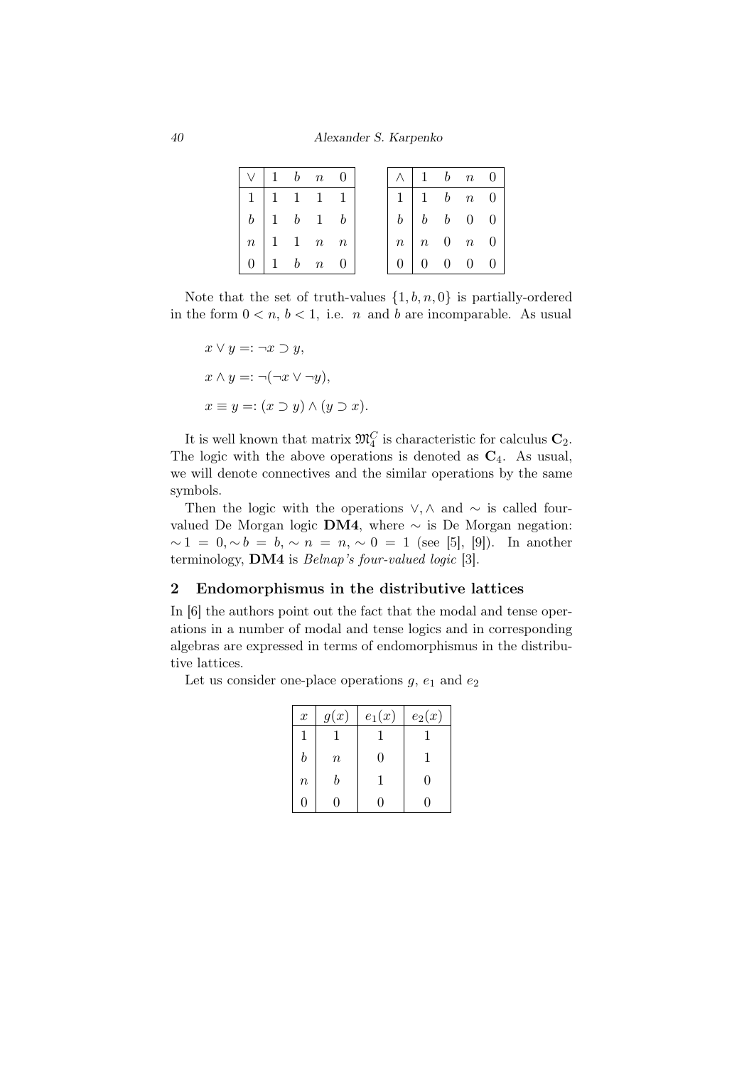| $\vee$ | $1$ | $b$ | $n$ | $0$ |
|---|---|---|---|---|
| $1$ | $1$ | $1$ | $1$ | $1$ |
| $b$ | $1$ | $b$ | $1$ | $b$ |
| $n$ | $1$ | $1$ | $n$ | $n$ |
| $0$ | $1$ | $b$ | $n$ | $0$ |

| $\wedge$ | $1$ | $b$ | $n$ | $0$ |
|---|---|---|---|---|
| $1$ | $1$ | $b$ | $n$ | $0$ |
| $b$ | $b$ | $b$ | $0$ | $0$ |
| $n$ | $n$ | $0$ | $n$ | $0$ |
| $0$ | $0$ | $0$ | $0$ | $0$ |

Note that the set of truth-values $\{1, b, n, 0\}$ is partially-ordered in the form $0 < n$, $b < 1$, i.e. $n$ and $b$ are incomparable. As usual

$$x \vee y =: \neg x \supset y,$$

$$x \wedge y =: \neg(\neg x \vee \neg y),$$

$$x \equiv y =: (x \supset y) \wedge (y \supset x).$$

It is well known that matrix $\mathfrak{M}_4^C$ is characteristic for calculus $\mathbf{C}_2$. The logic with the above operations is denoted as $\mathbf{C}_4$. As usual, we will denote connectives and the similar operations by the same symbols.

Then the logic with the operations $\vee, \wedge$ and $\sim$ is called four-valued De Morgan logic **DM4**, where $\sim$ is De Morgan negation: $\sim 1 = 0, \sim b = b, \sim n = n, \sim 0 = 1$ (see [5], [9]). In another terminology, **DM4** is *Belnap's four-valued logic* [3].

## 2 Endomorphismus in the distributive lattices

In [6] the authors point out the fact that the modal and tense operations in a number of modal and tense logics and in corresponding algebras are expressed in terms of endomorphismus in the distributive lattices.

Let us consider one-place operations $g$, $e_1$ and $e_2$

| $x$ | $g(x)$ | $e_1(x)$ | $e_2(x)$ |
|---|---|---|---|
| $1$ | $1$ | $1$ | $1$ |
| $b$ | $n$ | $0$ | $1$ |
| $n$ | $b$ | $1$ | $0$ |
| $0$ | $0$ | $0$ | $0$ |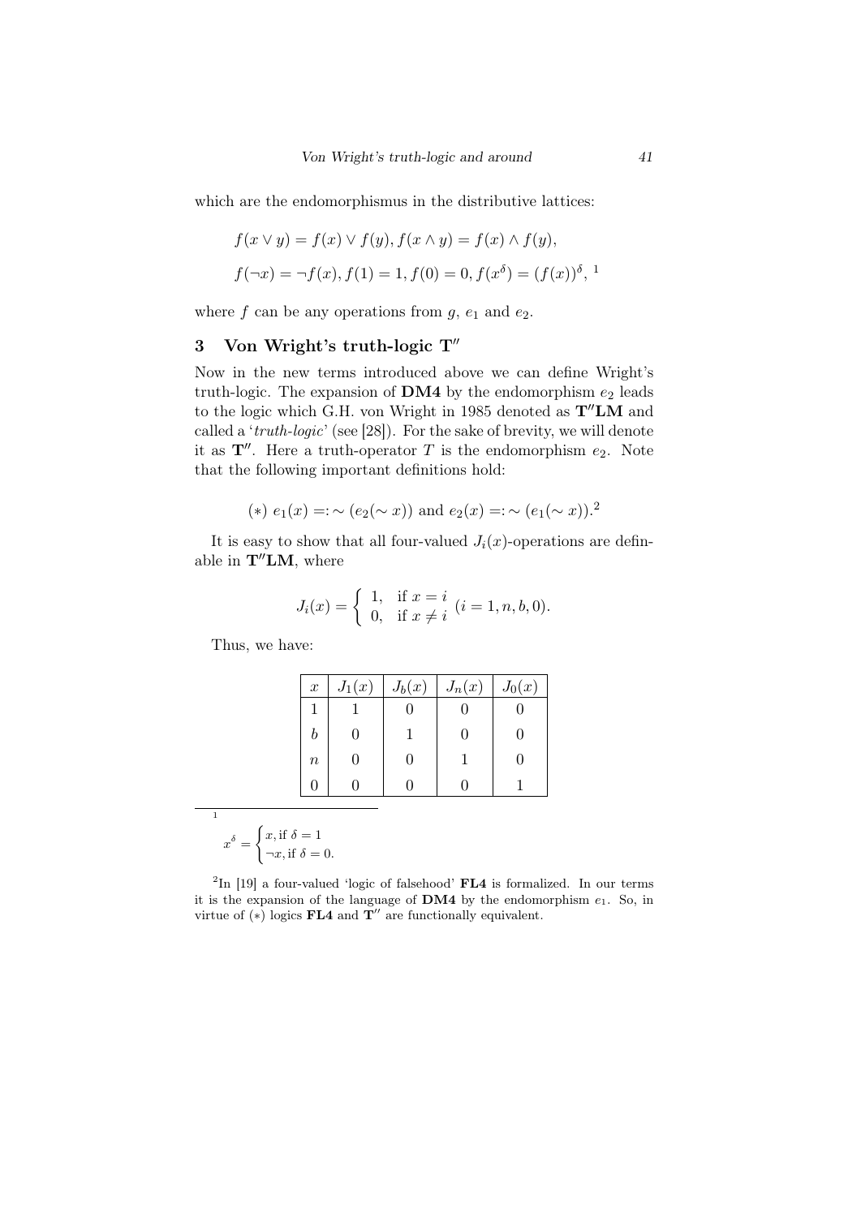which are the endomorphismus in the distributive lattices:

$$f(x \vee y) = f(x) \vee f(y), f(x \wedge y) = f(x) \wedge f(y),$$

$$f(\neg x) = \neg f(x), f(1) = 1, f(0) = 0, f(x^{\delta}) = (f(x))^{\delta},$$ [1]

where $f$ can be any operations from $g$, $e_1$ and $e_2$.

## 3 Von Wright's truth-logic $\mathbf{T}''$

Now in the new terms introduced above we can define Wright's truth-logic. The expansion of **DM4** by the endomorphism $e_2$ leads to the logic which G.H. von Wright in 1985 denoted as $\mathbf{T''LM}$ and called a '*truth-logic*' (see [28]). For the sake of brevity, we will denote it as $\mathbf{T}''$. Here a truth-operator $T$ is the endomorphism $e_2$. Note that the following important definitions hold:

$$(*)\ e_1(x) =: \sim (e_2(\sim x)) \text{ and } e_2(x) =: \sim (e_1(\sim x)).$$ [2]

It is easy to show that all four-valued $J_i(x)$-operations are definable in $\mathbf{T''LM}$, where

$$J_i(x) = \begin{cases} 1, & \text{if } x = i \\ 0, & \text{if } x \neq i \end{cases} \ (i = 1, n, b, 0).$$

Thus, we have:

| $x$ | $J_1(x)$ | $J_b(x)$ | $J_n(x)$ | $J_0(x)$ |
|---|---|---|---|---|
| 1 | 1 | 0 | 0 | 0 |
| $b$ | 0 | 1 | 0 | 0 |
| $n$ | 0 | 0 | 1 | 0 |
| 0 | 0 | 0 | 0 | 1 |

---

[1]
$$x^{\delta} = \begin{cases} x, \text{if } \delta = 1 \\ \neg x, \text{if } \delta = 0. \end{cases}$$

[2] In [19] a four-valued 'logic of falsehood' **FL4** is formalized. In our terms it is the expansion of the language of **DM4** by the endomorphism $e_1$. So, in virtue of $(*)$ logics **FL4** and $\mathbf{T}''$ are functionally equivalent.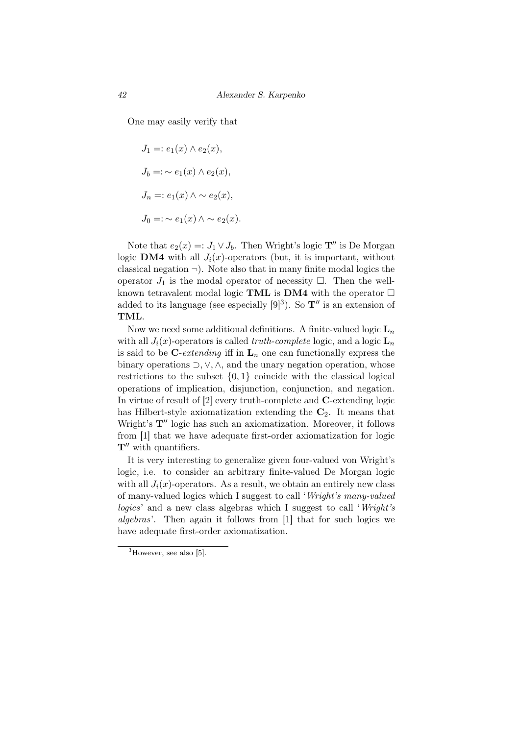One may easily verify that

$$J_1 =: e_1(x) \wedge e_2(x),$$

$$J_b =: \sim e_1(x) \wedge e_2(x),$$

$$J_n =: e_1(x) \wedge \sim e_2(x),$$

$$J_0 =: \sim e_1(x) \wedge \sim e_2(x).$$

Note that $e_2(x) =: J_1 \vee J_b$. Then Wright's logic $\mathbf{T}''$ is De Morgan logic **DM4** with all $J_i(x)$-operators (but, it is important, without classical negation $\neg$). Note also that in many finite modal logics the operator $J_1$ is the modal operator of necessity $\Box$. Then the well-known tetravalent modal logic **TML** is **DM4** with the operator $\Box$ added to its language (see especially [9][3]). So $\mathbf{T}''$ is an extension of **TML**.

Now we need some additional definitions. A finite-valued logic $\mathbf{L}_n$ with all $J_i(x)$-operators is called *truth-complete* logic, and a logic $\mathbf{L}_n$ is said to be **C**-*extending* iff in $\mathbf{L}_n$ one can functionally express the binary operations $\supset, \vee, \wedge$, and the unary negation operation, whose restrictions to the subset $\{0, 1\}$ coincide with the classical logical operations of implication, disjunction, conjunction, and negation. In virtue of result of [2] every truth-complete and **C**-extending logic has Hilbert-style axiomatization extending the $\mathbf{C}_2$. It means that Wright's $\mathbf{T}''$ logic has such an axiomatization. Moreover, it follows from [1] that we have adequate first-order axiomatization for logic $\mathbf{T}''$ with quantifiers.

It is very interesting to generalize given four-valued von Wright's logic, i.e. to consider an arbitrary finite-valued De Morgan logic with all $J_i(x)$-operators. As a result, we obtain an entirely new class of many-valued logics which I suggest to call '*Wright's many-valued logics*' and a new class algebras which I suggest to call '*Wright's algebras*'. Then again it follows from [1] that for such logics we have adequate first-order axiomatization.

[3] However, see also [5].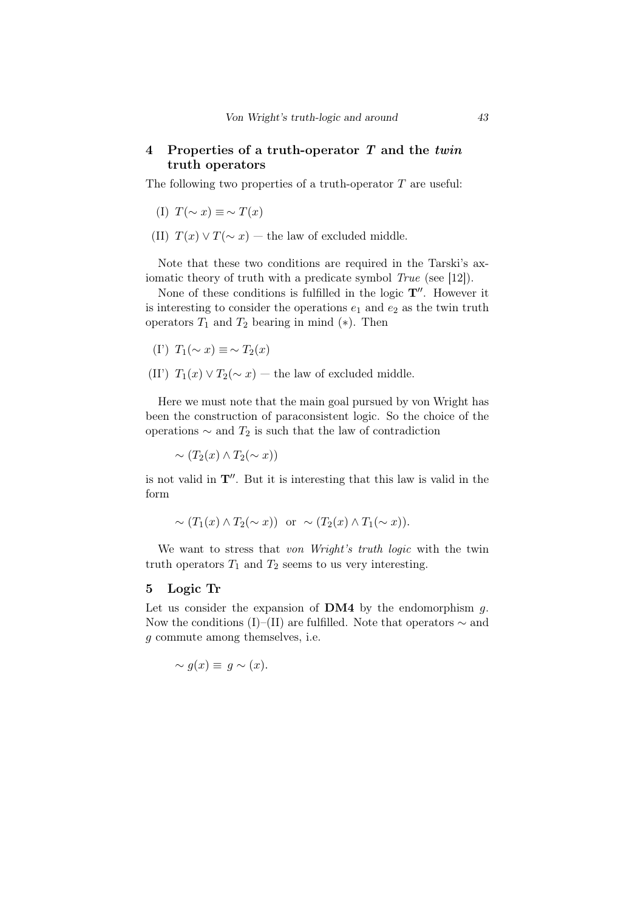## 4 Properties of a truth-operator $T$ and the *twin* truth operators

The following two properties of a truth-operator $T$ are useful:

(I) $T(\sim x) \equiv \sim T(x)$

(II) $T(x) \vee T(\sim x)$ — the law of excluded middle.

Note that these two conditions are required in the Tarski's axiomatic theory of truth with a predicate symbol *True* (see [12]).

None of these conditions is fulfilled in the logic $\mathbf{T}''$. However it is interesting to consider the operations $e_1$ and $e_2$ as the twin truth operators $T_1$ and $T_2$ bearing in mind $(*)$. Then

(I') $T_1(\sim x) \equiv \sim T_2(x)$

(II') $T_1(x) \vee T_2(\sim x)$ — the law of excluded middle.

Here we must note that the main goal pursued by von Wright has been the construction of paraconsistent logic. So the choice of the operations $\sim$ and $T_2$ is such that the law of contradiction

$$\sim (T_2(x) \wedge T_2(\sim x))$$

is not valid in $\mathbf{T}''$. But it is interesting that this law is valid in the form

$$\sim (T_1(x) \wedge T_2(\sim x)) \;\; \text{or} \;\; \sim (T_2(x) \wedge T_1(\sim x)).$$

We want to stress that *von Wright's truth logic* with the twin truth operators $T_1$ and $T_2$ seems to us very interesting.

## 5 Logic Tr

Let us consider the expansion of **DM4** by the endomorphism $g$. Now the conditions (I)–(II) are fulfilled. Note that operators $\sim$ and $g$ commute among themselves, i.e.

$$\sim g(x) \equiv \; g \sim (x).$$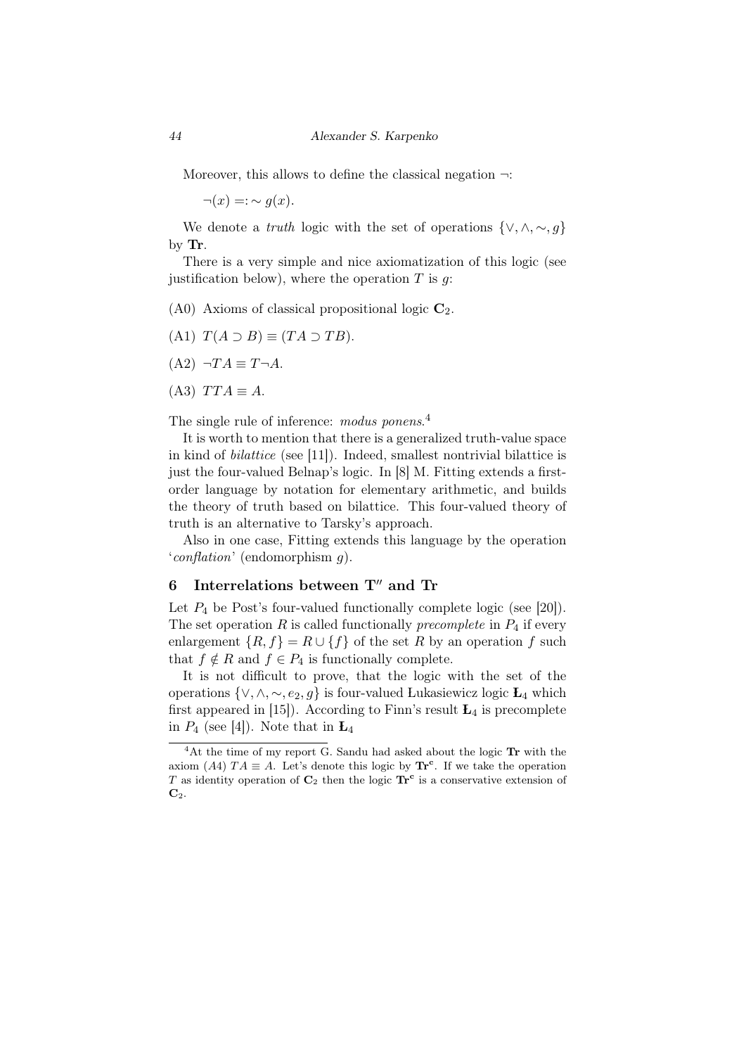Moreover, this allows to define the classical negation $\neg$:

$\neg(x) =: \sim g(x)$.

We denote a *truth* logic with the set of operations $\{\vee, \wedge, \sim, g\}$ by **Tr**.

There is a very simple and nice axiomatization of this logic (see justification below), where the operation $T$ is $g$:

(A0) Axioms of classical propositional logic $\mathbf{C}_2$.

(A1) $T(A \supset B) \equiv (TA \supset TB)$.

(A2) $\neg TA \equiv T\neg A$.

(A3) $TTA \equiv A$.

The single rule of inference: *modus ponens*.[4]

It is worth to mention that there is a generalized truth-value space in kind of *bilattice* (see [11]). Indeed, smallest nontrivial bilattice is just the four-valued Belnap's logic. In [8] M. Fitting extends a first-order language by notation for elementary arithmetic, and builds the theory of truth based on bilattice. This four-valued theory of truth is an alternative to Tarsky's approach.

Also in one case, Fitting extends this language by the operation '*conflation*' (endomorphism $g$).

## 6 Interrelations between $\mathbf{T}''$ and Tr

Let $P_4$ be Post's four-valued functionally complete logic (see [20]). The set operation $R$ is called functionally *precomplete* in $P_4$ if every enlargement $\{R, f\} = R \cup \{f\}$ of the set $R$ by an operation $f$ such that $f \notin R$ and $f \in P_4$ is functionally complete.

It is not difficult to prove, that the logic with the set of the operations $\{\vee, \wedge, \sim, e_2, g\}$ is four-valued Łukasiewicz logic $\mathbf{Ł}_4$ which first appeared in [15]). According to Finn's result $\mathbf{Ł}_4$ is precomplete in $P_4$ (see [4]). Note that in $\mathbf{Ł}_4$

---

[4] At the time of my report G. Sandu had asked about the logic **Tr** with the axiom (A4) $TA \equiv A$. Let's denote this logic by $\mathbf{Tr^c}$. If we take the operation $T$ as identity operation of $\mathbf{C}_2$ then the logic $\mathbf{Tr^c}$ is a conservative extension of $\mathbf{C}_2$.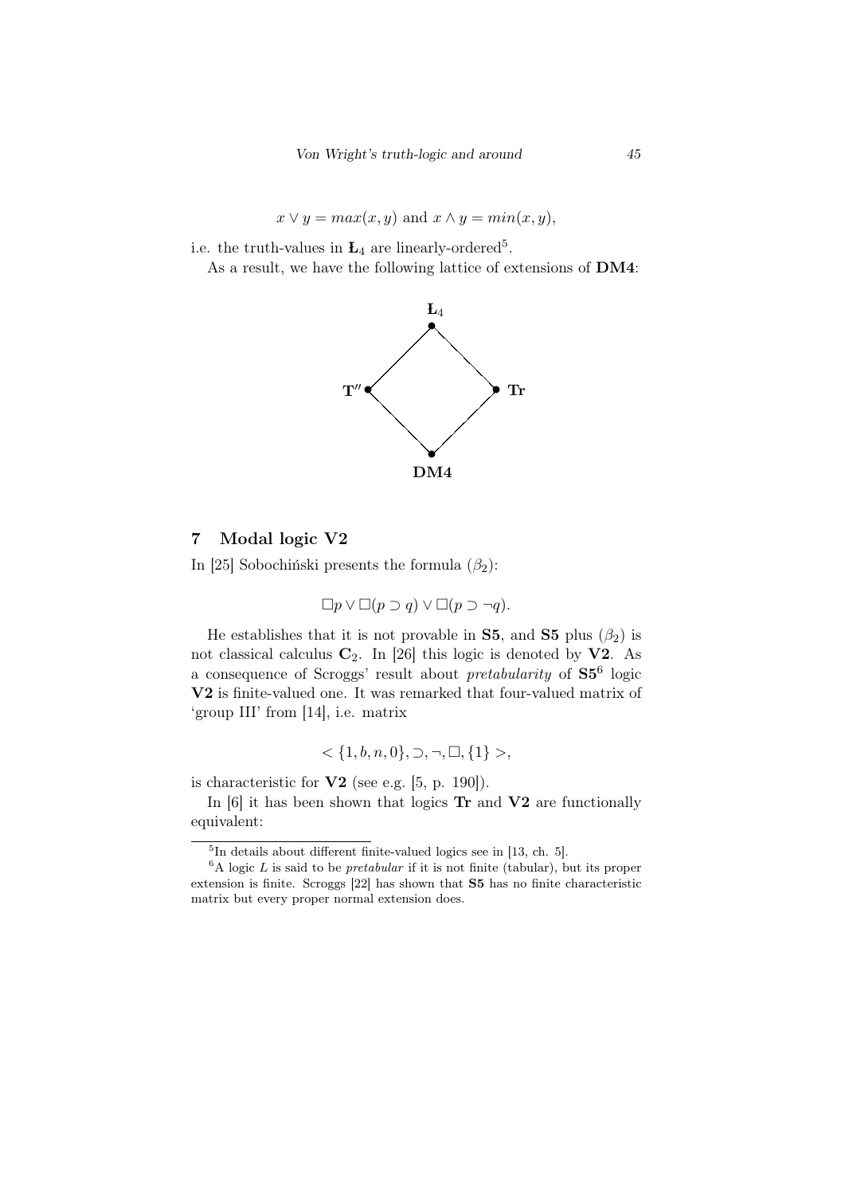$$x \vee y = max(x, y) \text{ and } x \wedge y = min(x, y),$$

i.e. the truth-values in $\mathbf{Ł}_4$ are linearly-ordered[5].

As a result, we have the following lattice of extensions of **DM4**:

$\mathbf{Ł}_4$

$\mathbf{T''}$ **Tr**

**DM4**

## 7 Modal logic V2

In [25] Sobochiński presents the formula $(\beta_2)$:

$$\Box p \vee \Box(p \supset q) \vee \Box(p \supset \neg q).$$

He establishes that it is not provable in **S5**, and **S5** plus $(\beta_2)$ is not classical calculus $\mathbf{C}_2$. In [26] this logic is denoted by **V2**. As a consequence of Scroggs' result about *pretabularity* of **S5**[6] logic **V2** is finite-valued one. It was remarked that four-valued matrix of 'group III' from [14], i.e. matrix

$$< \{1, b, n, 0\}, \supset, \neg, \Box, \{1\} >,$$

is characteristic for **V2** (see e.g. [5, p. 190]).

In [6] it has been shown that logics **Tr** and **V2** are functionally equivalent:

---

[5] In details about different finite-valued logics see in [13, ch. 5].

[6] A logic $L$ is said to be *pretabular* if it is not finite (tabular), but its proper extension is finite. Scroggs [22] has shown that **S5** has no finite characteristic matrix but every proper normal extension does.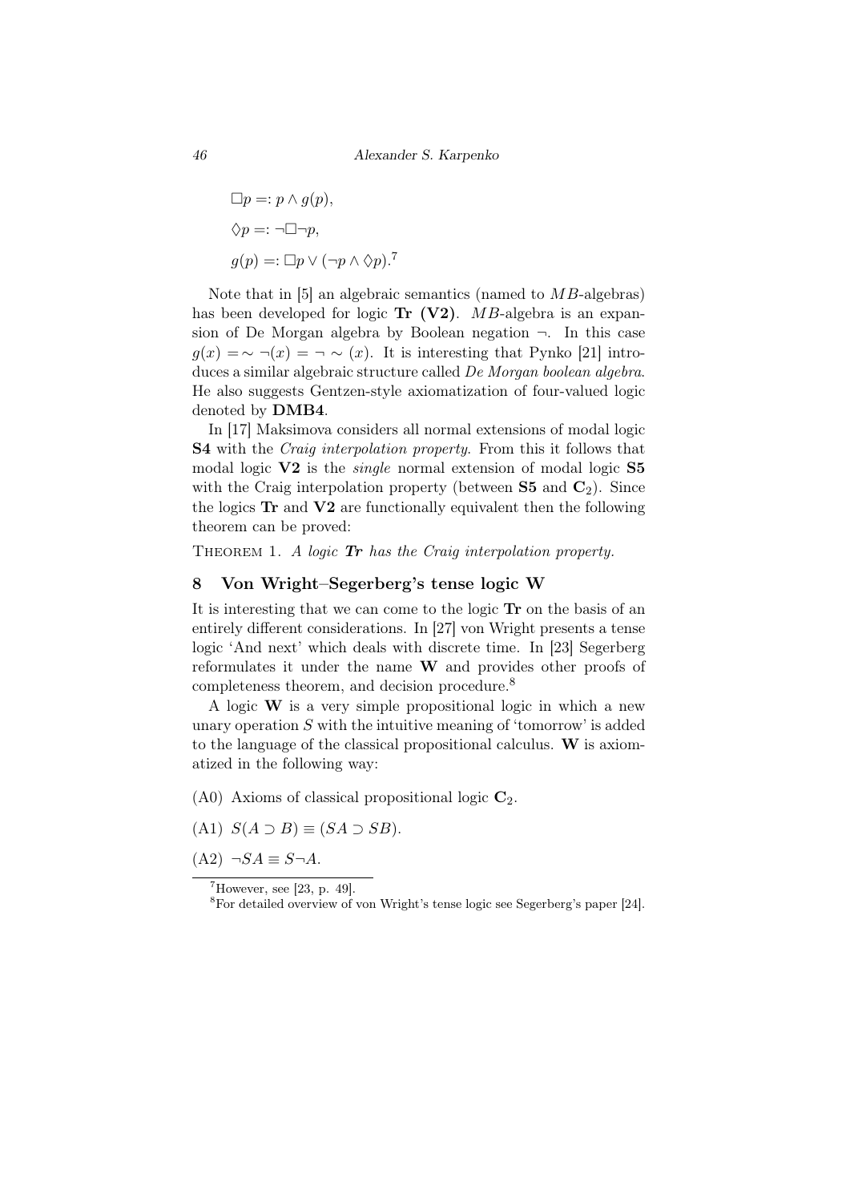$$\Box p =: p \wedge g(p),$$

$$\Diamond p =: \neg \Box \neg p,$$

$$g(p) =: \Box p \vee (\neg p \wedge \Diamond p).$$[7]

Note that in [5] an algebraic semantics (named to $MB$-algebras) has been developed for logic **Tr (V2)**. $MB$-algebra is an expansion of De Morgan algebra by Boolean negation $\neg$. In this case $g(x) = \sim \neg(x) = \neg \sim (x)$. It is interesting that Pynko [21] introduces a similar algebraic structure called *De Morgan boolean algebra*. He also suggests Gentzen-style axiomatization of four-valued logic denoted by **DMB4**.

In [17] Maksimova considers all normal extensions of modal logic **S4** with the *Craig interpolation property*. From this it follows that modal logic **V2** is the *single* normal extension of modal logic **S5** with the Craig interpolation property (between **S5** and $\mathbf{C}_2$). Since the logics **Tr** and **V2** are functionally equivalent then the following theorem can be proved:

THEOREM 1. *A logic **Tr** has the Craig interpolation property.*

## 8 Von Wright–Segerberg's tense logic W

It is interesting that we can come to the logic **Tr** on the basis of an entirely different considerations. In [27] von Wright presents a tense logic 'And next' which deals with discrete time. In [23] Segerberg reformulates it under the name **W** and provides other proofs of completeness theorem, and decision procedure.[8]

A logic **W** is a very simple propositional logic in which a new unary operation $S$ with the intuitive meaning of 'tomorrow' is added to the language of the classical propositional calculus. **W** is axiomatized in the following way:

(A0) Axioms of classical propositional logic $\mathbf{C}_2$.

(A1) $S(A \supset B) \equiv (SA \supset SB)$.

(A2) $\neg SA \equiv S\neg A$.

[7] However, see [23, p. 49].

[8] For detailed overview of von Wright's tense logic see Segerberg's paper [24].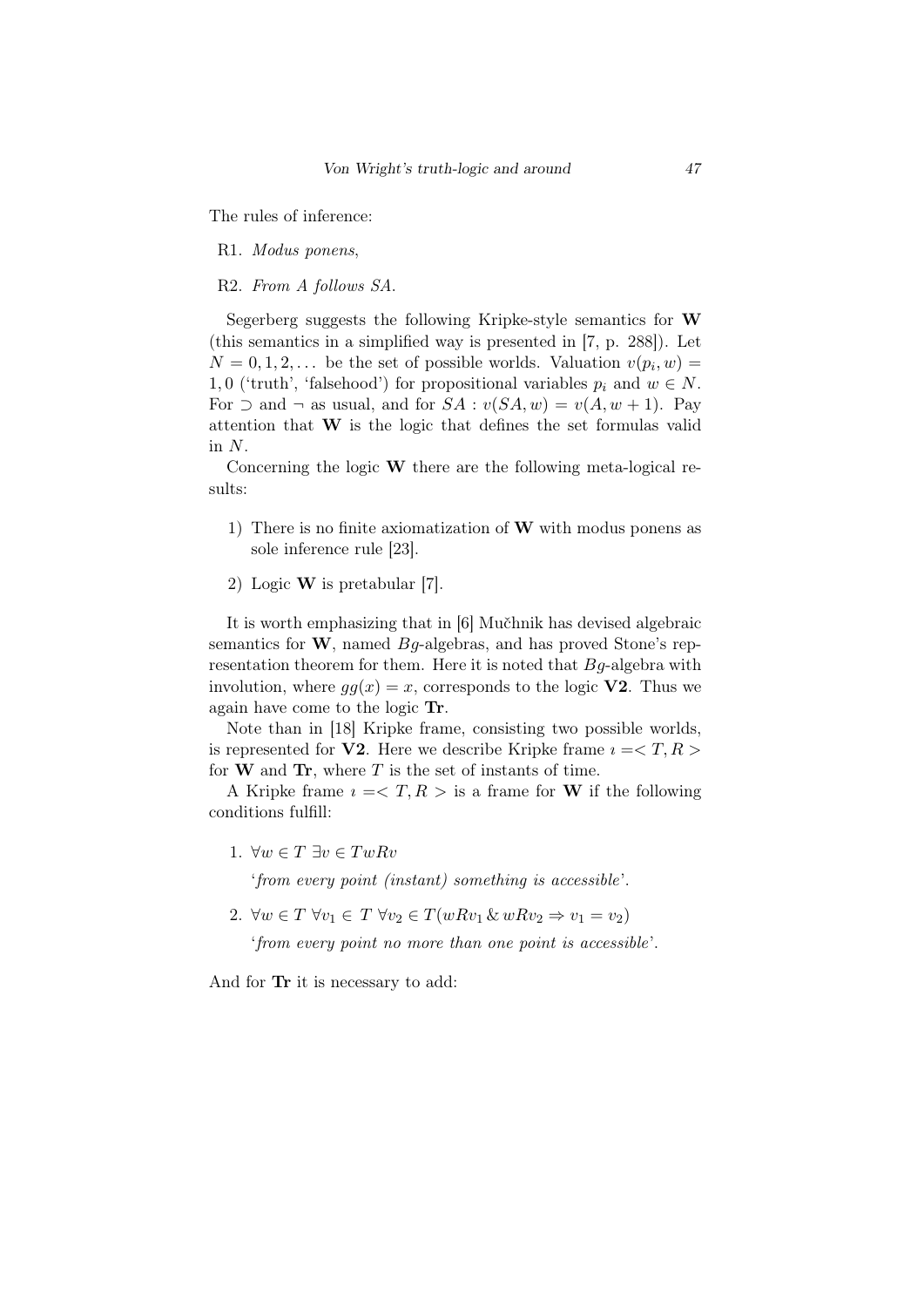The rules of inference:

R1. *Modus ponens*,

R2. *From A follows SA.*

Segerberg suggests the following Kripke-style semantics for **W** (this semantics in a simplified way is presented in [7, p. 288]). Let $N = 0, 1, 2, \dots$ be the set of possible worlds. Valuation $v(p_i, w) = 1, 0$ ('truth', 'falsehood') for propositional variables $p_i$ and $w \in N$. For $\supset$ and $\neg$ as usual, and for $SA : v(SA, w) = v(A, w + 1)$. Pay attention that **W** is the logic that defines the set formulas valid in $N$.

Concerning the logic **W** there are the following meta-logical results:

1) There is no finite axiomatization of **W** with modus ponens as sole inference rule [23].

2) Logic **W** is pretabular [7].

It is worth emphasizing that in [6] Mučhnik has devised algebraic semantics for **W**, named $Bg$-algebras, and has proved Stone's representation theorem for them. Here it is noted that $Bg$-algebra with involution, where $gg(x) = x$, corresponds to the logic **V2**. Thus we again have come to the logic **Tr**.

Note than in [18] Kripke frame, consisting two possible worlds, is represented for **V2**. Here we describe Kripke frame $\imath =< T, R >$ for **W** and **Tr**, where $T$ is the set of instants of time.

A Kripke frame $\imath =< T, R >$ is a frame for **W** if the following conditions fulfill:

1. $\forall w \in T\ \exists v \in T wRv$

   '*from every point (instant) something is accessible*'.

2. $\forall w \in T\ \forall v_1 \in T\ \forall v_2 \in T (wRv_1 \,\&\, wRv_2 \Rightarrow v_1 = v_2)$

   '*from every point no more than one point is accessible*'.

And for **Tr** it is necessary to add: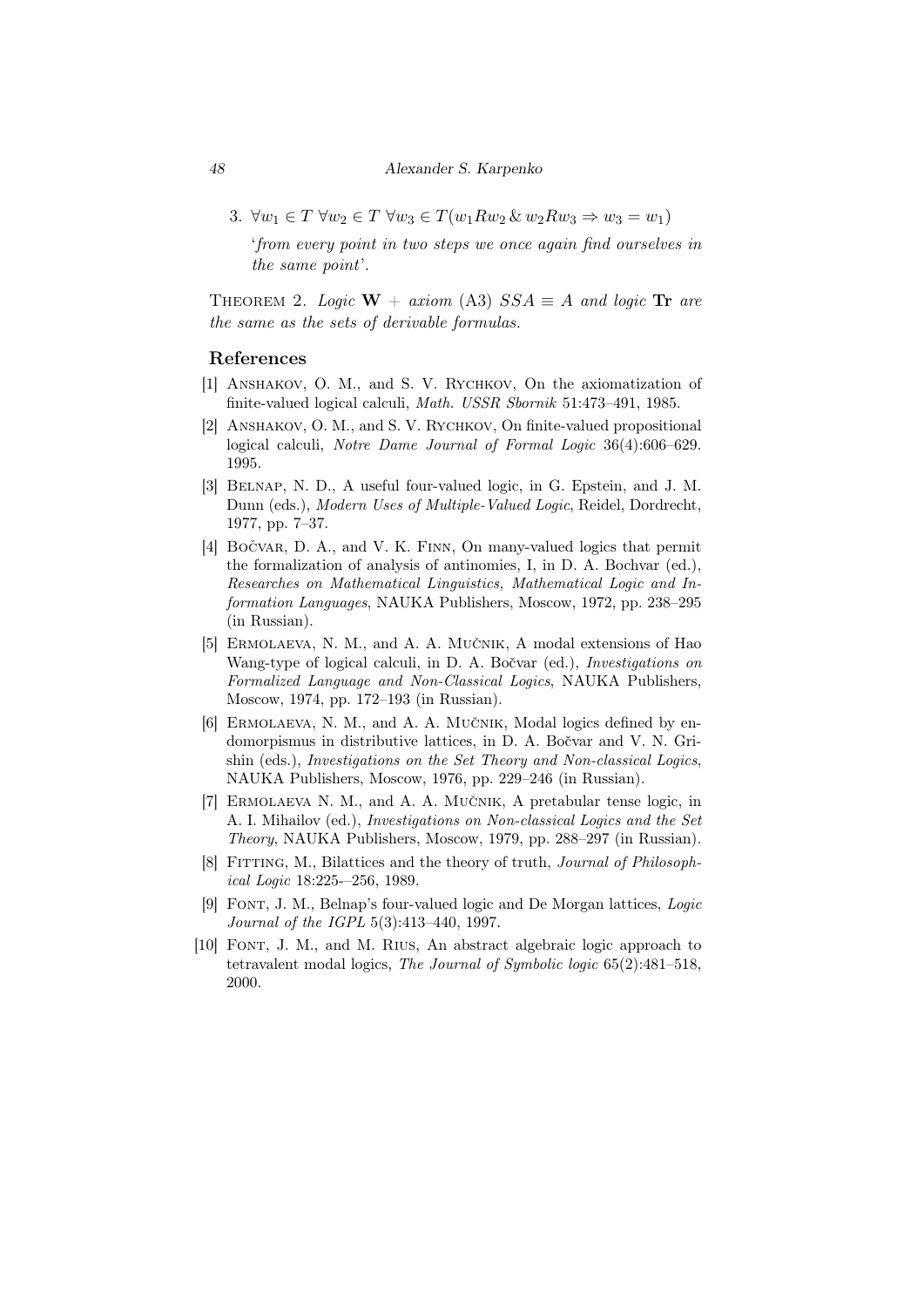3. $\forall w_1 \in T\ \forall w_2 \in T\ \forall w_3 \in T(w_1 R w_2\ \&\ w_2 R w_3 \Rightarrow w_3 = w_1)$

   '*from every point in two steps we once again find ourselves in the same point*'.

THEOREM 2. *Logic* **W** + *axiom* (A3) $SSA \equiv A$ *and logic* **Tr** *are the same as the sets of derivable formulas.*

## References

[1] ANSHAKOV, O. M., and S. V. RYCHKOV, On the axiomatization of finite-valued logical calculi, *Math. USSR Sbornik* 51:473–491, 1985.

[2] ANSHAKOV, O. M., and S. V. RYCHKOV, On finite-valued propositional logical calculi, *Notre Dame Journal of Formal Logic* 36(4):606–629. 1995.

[3] BELNAP, N. D., A useful four-valued logic, in G. Epstein, and J. M. Dunn (eds.), *Modern Uses of Multiple-Valued Logic*, Reidel, Dordrecht, 1977, pp. 7–37.

[4] BOČVAR, D. A., and V. K. FINN, On many-valued logics that permit the formalization of analysis of antinomies, I, in D. A. Bochvar (ed.), *Researches on Mathematical Linguistics, Mathematical Logic and Information Languages*, NAUKA Publishers, Moscow, 1972, pp. 238–295 (in Russian).

[5] ERMOLAEVA, N. M., and A. A. MUČNIK, A modal extensions of Hao Wang-type of logical calculi, in D. A. Bočvar (ed.), *Investigations on Formalized Language and Non-Classical Logics*, NAUKA Publishers, Moscow, 1974, pp. 172–193 (in Russian).

[6] ERMOLAEVA, N. M., and A. A. MUČNIK, Modal logics defined by endomorpismus in distributive lattices, in D. A. Bočvar and V. N. Grishin (eds.), *Investigations on the Set Theory and Non-classical Logics*, NAUKA Publishers, Moscow, 1976, pp. 229–246 (in Russian).

[7] ERMOLAEVA N. M., and A. A. MUČNIK, A pretabular tense logic, in A. I. Mihailov (ed.), *Investigations on Non-classical Logics and the Set Theory*, NAUKA Publishers, Moscow, 1979, pp. 288–297 (in Russian).

[8] FITTING, M., Bilattices and the theory of truth, *Journal of Philosophical Logic* 18:225-–256, 1989.

[9] FONT, J. M., Belnap's four-valued logic and De Morgan lattices, *Logic Journal of the IGPL* 5(3):413–440, 1997.

[10] FONT, J. M., and M. RIUS, An abstract algebraic logic approach to tetravalent modal logics, *The Journal of Symbolic logic* 65(2):481–518, 2000.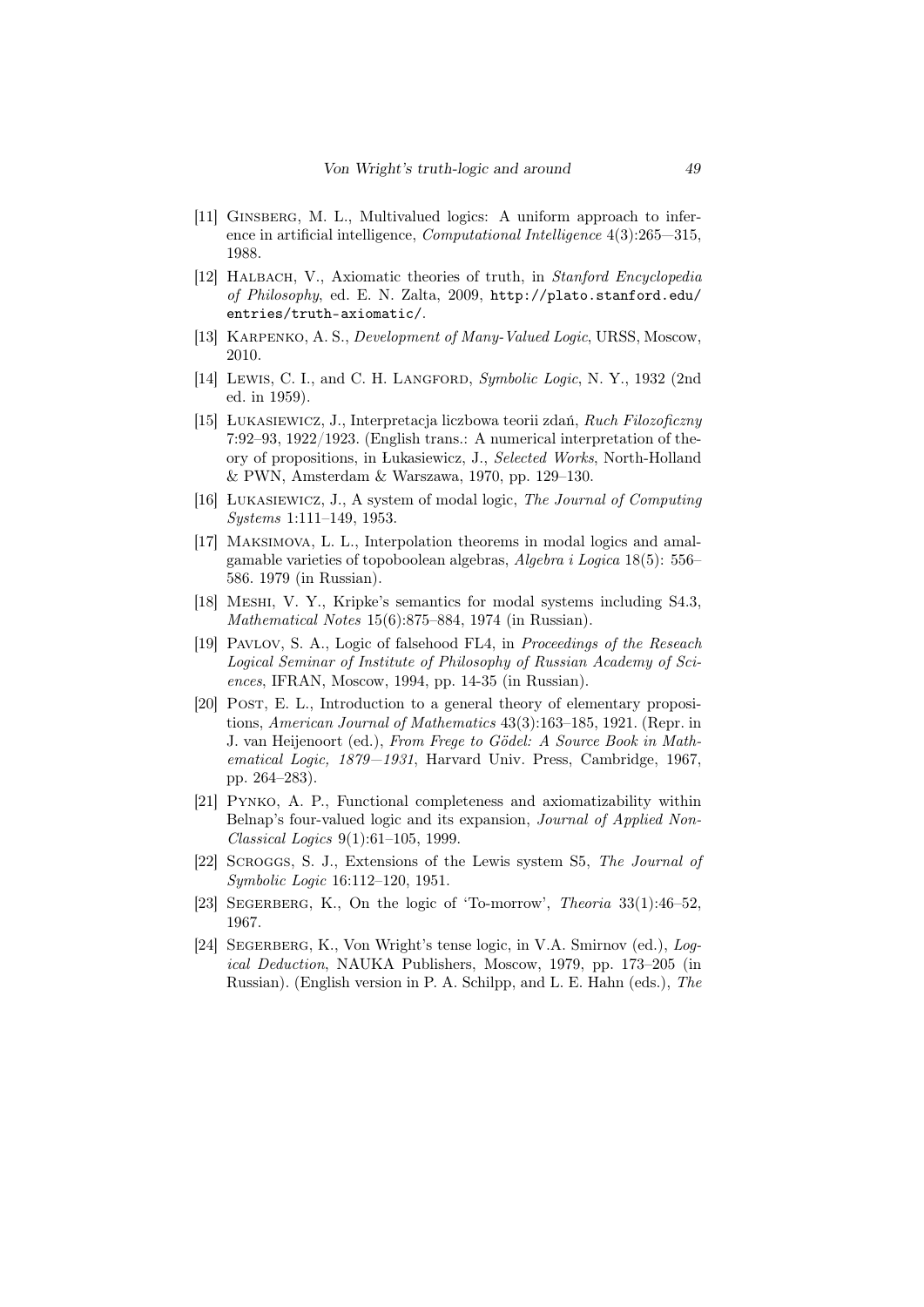[11] Ginsberg, M. L., Multivalued logics: A uniform approach to inference in artificial intelligence, *Computational Intelligence* 4(3):265—315, 1988.

[12] Halbach, V., Axiomatic theories of truth, in *Stanford Encyclopedia of Philosophy*, ed. E. N. Zalta, 2009, http://plato.stanford.edu/entries/truth-axiomatic/.

[13] Karpenko, A. S., *Development of Many-Valued Logic*, URSS, Moscow, 2010.

[14] Lewis, C. I., and C. H. Langford, *Symbolic Logic*, N. Y., 1932 (2nd ed. in 1959).

[15] Łukasiewicz, J., Interpretacja liczbowa teorii zdań, *Ruch Filozoficzny* 7:92–93, 1922/1923. (English trans.: A numerical interpretation of theory of propositions, in Łukasiewicz, J., *Selected Works*, North-Holland & PWN, Amsterdam & Warszawa, 1970, pp. 129–130.

[16] Łukasiewicz, J., A system of modal logic, *The Journal of Computing Systems* 1:111–149, 1953.

[17] Maksimova, L. L., Interpolation theorems in modal logics and amalgamable varieties of topoboolean algebras, *Algebra i Logica* 18(5): 556–586. 1979 (in Russian).

[18] Meshi, V. Y., Kripke's semantics for modal systems including S4.3, *Mathematical Notes* 15(6):875–884, 1974 (in Russian).

[19] Pavlov, S. A., Logic of falsehood FL4, in *Proceedings of the Reseach Logical Seminar of Institute of Philosophy of Russian Academy of Sciences*, IFRAN, Moscow, 1994, pp. 14-35 (in Russian).

[20] Post, E. L., Introduction to a general theory of elementary propositions, *American Journal of Mathematics* 43(3):163–185, 1921. (Repr. in J. van Heijenoort (ed.), *From Frege to Gödel: A Source Book in Mathematical Logic, 1879—1931*, Harvard Univ. Press, Cambridge, 1967, pp. 264–283).

[21] Pynko, A. P., Functional completeness and axiomatizability within Belnap's four-valued logic and its expansion, *Journal of Applied Non-Classical Logics* 9(1):61–105, 1999.

[22] Scroggs, S. J., Extensions of the Lewis system S5, *The Journal of Symbolic Logic* 16:112–120, 1951.

[23] Segerberg, K., On the logic of 'To-morrow', *Theoria* 33(1):46–52, 1967.

[24] Segerberg, K., Von Wright's tense logic, in V.A. Smirnov (ed.), *Logical Deduction*, NAUKA Publishers, Moscow, 1979, pp. 173–205 (in Russian). (English version in P. A. Schilpp, and L. E. Hahn (eds.), *The*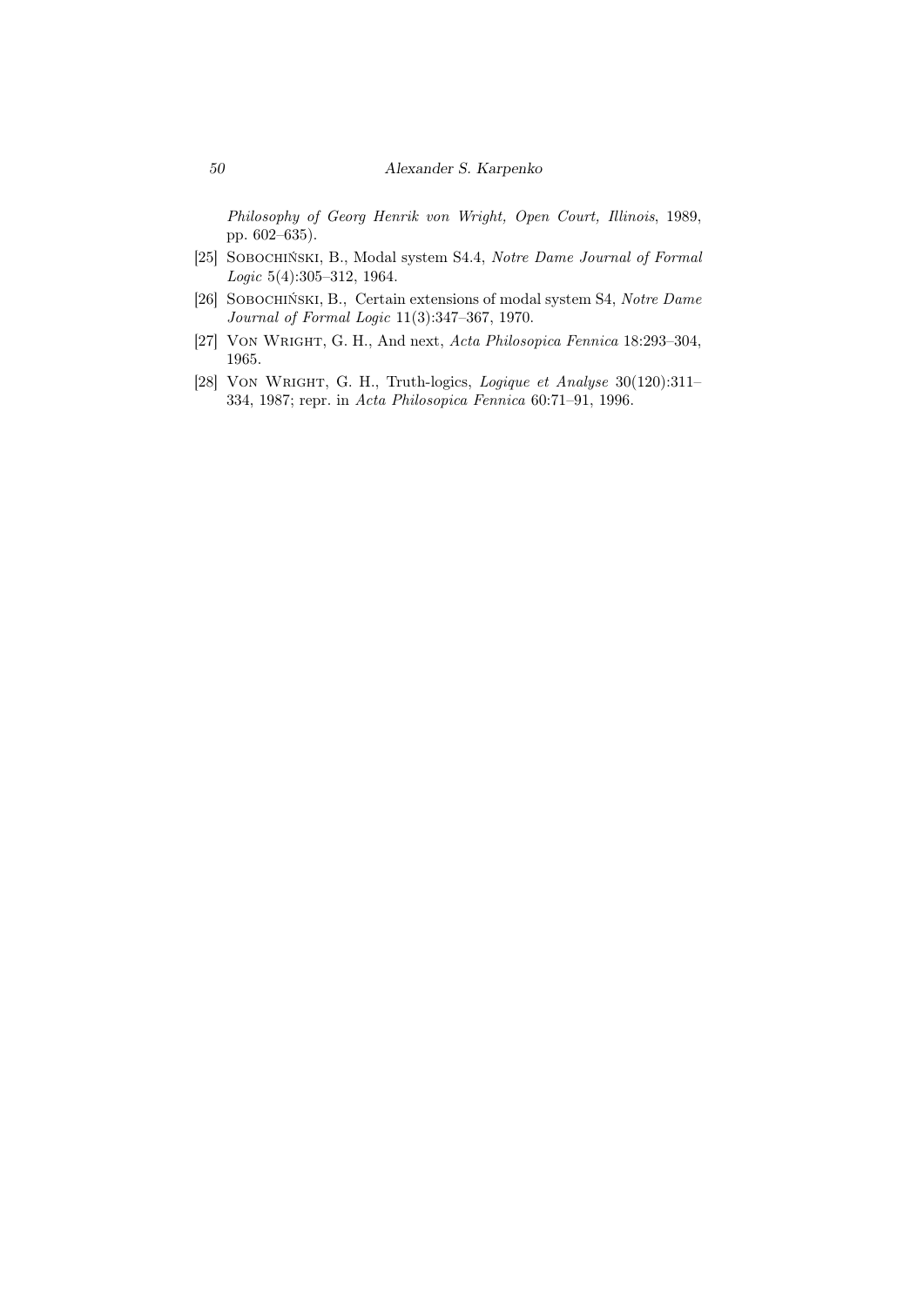*Philosophy of Georg Henrik von Wright, Open Court, Illinois*, 1989, pp. 602–635).

[25] Sobochiński, B., Modal system S4.4, *Notre Dame Journal of Formal Logic* 5(4):305–312, 1964.

[26] Sobochiński, B., Certain extensions of modal system S4, *Notre Dame Journal of Formal Logic* 11(3):347–367, 1970.

[27] Von Wright, G. H., And next, *Acta Philosopica Fennica* 18:293–304, 1965.

[28] Von Wright, G. H., Truth-logics, *Logique et Analyse* 30(120):311–334, 1987; repr. in *Acta Philosopica Fennica* 60:71–91, 1996.